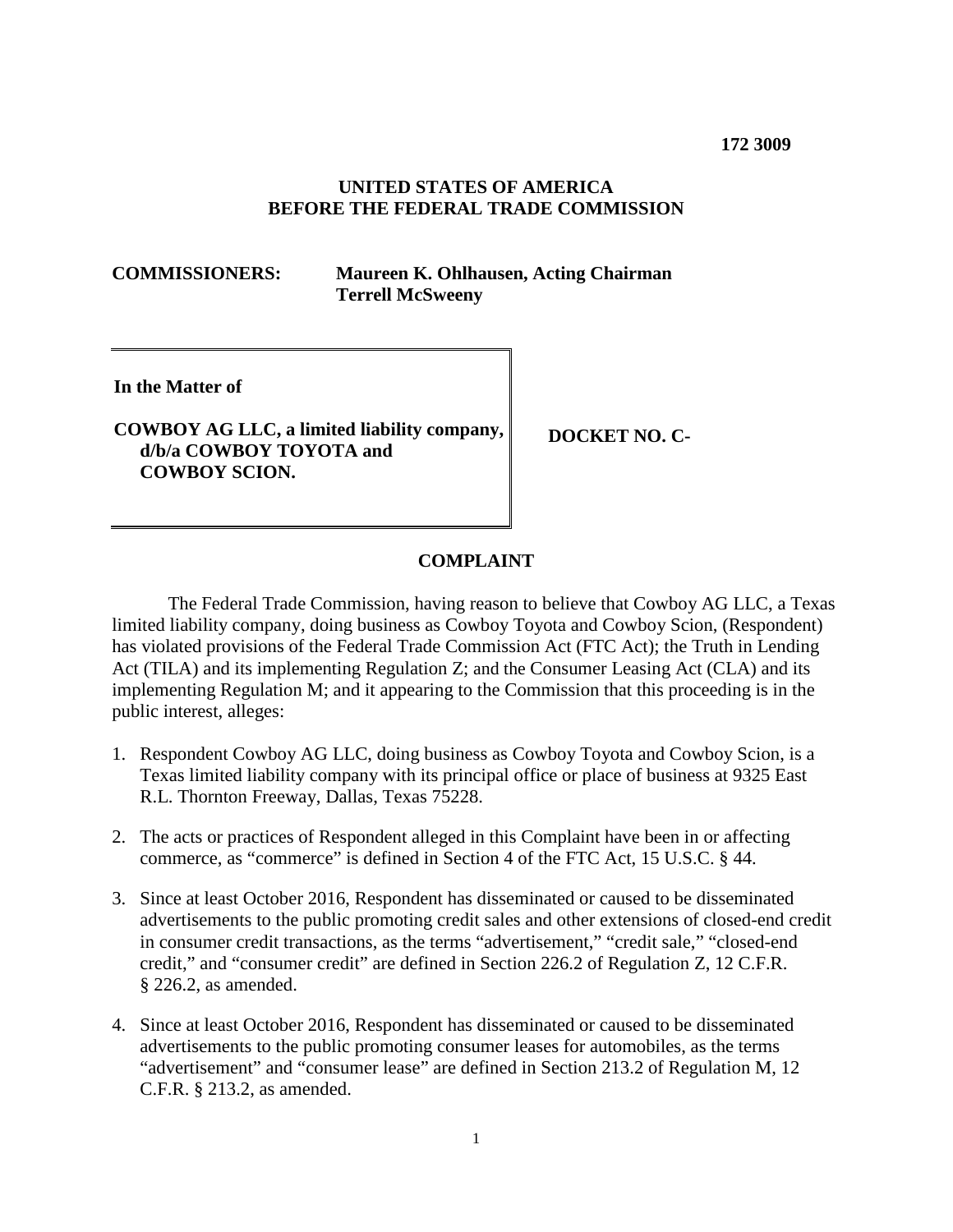**172 3009**

**UNITED STATES OF AMERICA**
**BEFORE THE FEDERAL TRADE COMMISSION**

**COMMISSIONERS:** **Maureen K. Ohlhausen, Acting Chairman**
**Terrell McSweeny**

| **In the Matter of** **COWBOY AG LLC, a limited liability company, d/b/a COWBOY TOYOTA and COWBOY SCION.** | **DOCKET NO. C-** |
| --- | --- |

**COMPLAINT**

The Federal Trade Commission, having reason to believe that Cowboy AG LLC, a Texas limited liability company, doing business as Cowboy Toyota and Cowboy Scion, (Respondent) has violated provisions of the Federal Trade Commission Act (FTC Act); the Truth in Lending Act (TILA) and its implementing Regulation Z; and the Consumer Leasing Act (CLA) and its implementing Regulation M; and it appearing to the Commission that this proceeding is in the public interest, alleges:

1. Respondent Cowboy AG LLC, doing business as Cowboy Toyota and Cowboy Scion, is a Texas limited liability company with its principal office or place of business at 9325 East R.L. Thornton Freeway, Dallas, Texas 75228.

2. The acts or practices of Respondent alleged in this Complaint have been in or affecting commerce, as "commerce" is defined in Section 4 of the FTC Act, 15 U.S.C. § 44.

3. Since at least October 2016, Respondent has disseminated or caused to be disseminated advertisements to the public promoting credit sales and other extensions of closed-end credit in consumer credit transactions, as the terms "advertisement," "credit sale," "closed-end credit," and "consumer credit" are defined in Section 226.2 of Regulation Z, 12 C.F.R. § 226.2, as amended.

4. Since at least October 2016, Respondent has disseminated or caused to be disseminated advertisements to the public promoting consumer leases for automobiles, as the terms "advertisement" and "consumer lease" are defined in Section 213.2 of Regulation M, 12 C.F.R. § 213.2, as amended.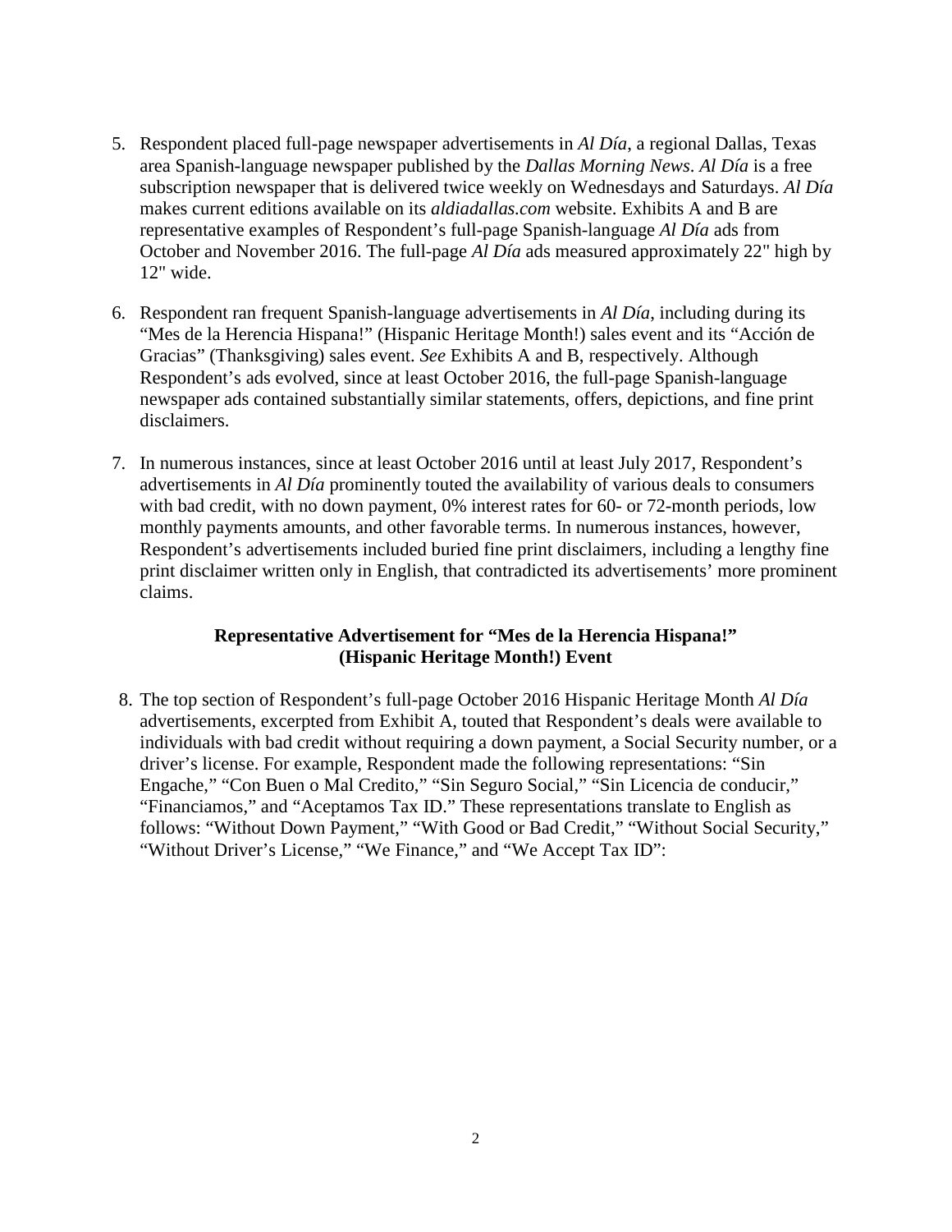5. Respondent placed full-page newspaper advertisements in *Al Día*, a regional Dallas, Texas area Spanish-language newspaper published by the *Dallas Morning News*. *Al Día* is a free subscription newspaper that is delivered twice weekly on Wednesdays and Saturdays. *Al Día* makes current editions available on its *aldiadallas.com* website. Exhibits A and B are representative examples of Respondent's full-page Spanish-language *Al Día* ads from October and November 2016. The full-page *Al Día* ads measured approximately 22" high by 12" wide.

6. Respondent ran frequent Spanish-language advertisements in *Al Día*, including during its "Mes de la Herencia Hispana!" (Hispanic Heritage Month!) sales event and its "Acción de Gracias" (Thanksgiving) sales event. *See* Exhibits A and B, respectively. Although Respondent's ads evolved, since at least October 2016, the full-page Spanish-language newspaper ads contained substantially similar statements, offers, depictions, and fine print disclaimers.

7. In numerous instances, since at least October 2016 until at least July 2017, Respondent's advertisements in *Al Día* prominently touted the availability of various deals to consumers with bad credit, with no down payment, 0% interest rates for 60- or 72-month periods, low monthly payments amounts, and other favorable terms. In numerous instances, however, Respondent's advertisements included buried fine print disclaimers, including a lengthy fine print disclaimer written only in English, that contradicted its advertisements' more prominent claims.

**Representative Advertisement for "Mes de la Herencia Hispana!" (Hispanic Heritage Month!) Event**

8. The top section of Respondent's full-page October 2016 Hispanic Heritage Month *Al Día* advertisements, excerpted from Exhibit A, touted that Respondent's deals were available to individuals with bad credit without requiring a down payment, a Social Security number, or a driver's license. For example, Respondent made the following representations: "Sin Engache," "Con Buen o Mal Credito," "Sin Seguro Social," "Sin Licencia de conducir," "Financiamos," and "Aceptamos Tax ID." These representations translate to English as follows: "Without Down Payment," "With Good or Bad Credit," "Without Social Security," "Without Driver's License," "We Finance," and "We Accept Tax ID":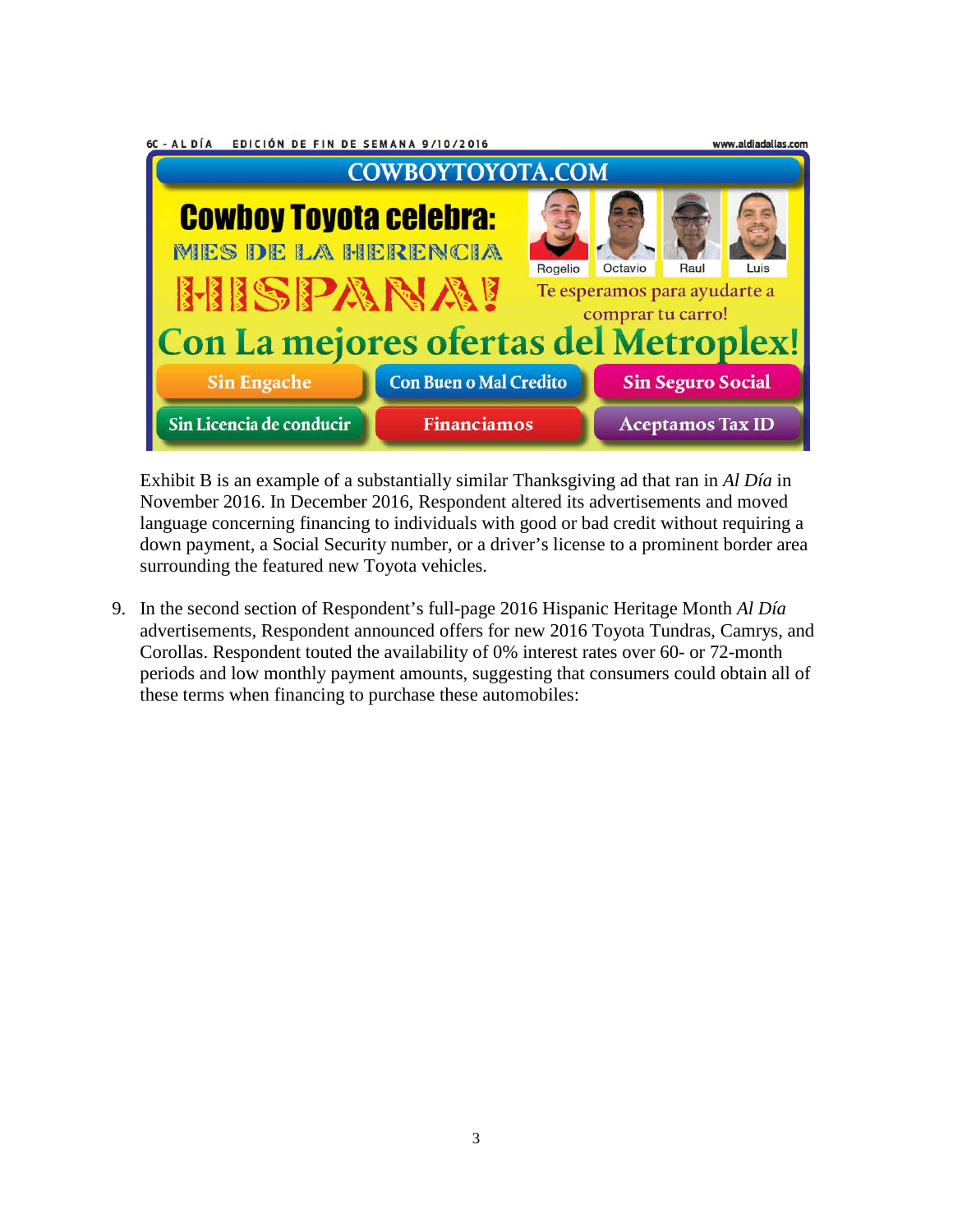6C - AL DÍA EDICIÓN DE FIN DE SEMANA 9/10/2016 www.aldiadallas.com

COWBOYTOYOTA.COM

Cowboy Toyota celebra: MES DE LA HERENCIA HISPANA!

Rogelio Octavio Raul Luis

Te esperamos para ayudarte a comprar tu carro!

Con La mejores ofertas del Metroplex!

Sin Engache | Con Buen o Mal Credito | Sin Seguro Social

Sin Licencia de conducir | Financiamos | Aceptamos Tax ID

Exhibit B is an example of a substantially similar Thanksgiving ad that ran in *Al Día* in November 2016. In December 2016, Respondent altered its advertisements and moved language concerning financing to individuals with good or bad credit without requiring a down payment, a Social Security number, or a driver's license to a prominent border area surrounding the featured new Toyota vehicles.

9. In the second section of Respondent's full-page 2016 Hispanic Heritage Month *Al Día* advertisements, Respondent announced offers for new 2016 Toyota Tundras, Camrys, and Corollas. Respondent touted the availability of 0% interest rates over 60- or 72-month periods and low monthly payment amounts, suggesting that consumers could obtain all of these terms when financing to purchase these automobiles: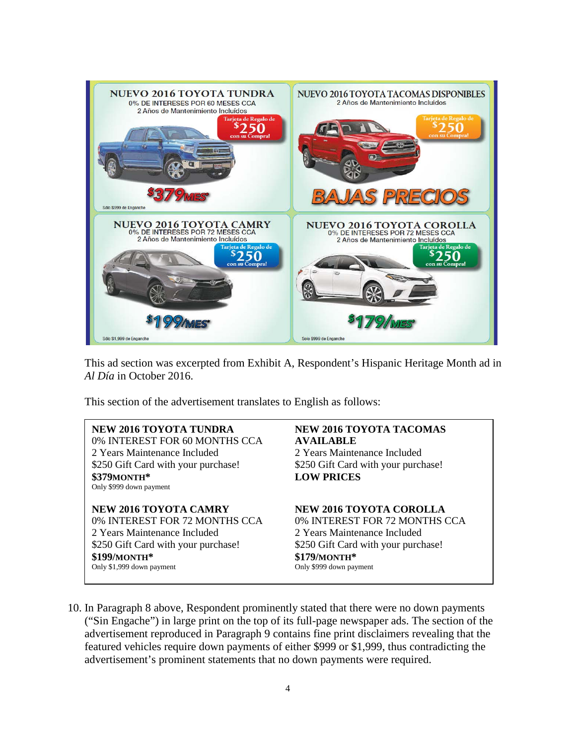| | |
|---|---|
| **NUEVO 2016 TOYOTA TUNDRA**<br>0% DE INTERESES POR 60 MESES CCA<br>2 Años de Mantenimiento Incluidos<br>Tarjeta de Regalo de $250 con su Compra!<br>**$379MES***<br>Sólo $999 de Enganche | **NUEVO 2016 TOYOTA TACOMAS DISPONIBLES**<br>2 Años de Mantenimiento Incluidos<br>Tarjeta de Regalo de $250 con su Compra!<br>**BAJAS PRECIOS** |
| **NUEVO 2016 TOYOTA CAMRY**<br>0% DE INTERESES POR 72 MESES CCA<br>2 Años de Mantenimiento Incluidos<br>Tarjeta de Regalo de $250 con su Compra!<br>**$199/MES***<br>Sólo $1,999 de Enganche | **NUEVO 2016 TOYOTA COROLLA**<br>0% DE INTERESES POR 72 MESES CCA<br>2 Años de Mantenimiento Incluidos<br>Tarjeta de Regalo de $250 con su Compra!<br>**$179/MES***<br>Solo $999 de Enganche |

This ad section was excerpted from Exhibit A, Respondent's Hispanic Heritage Month ad in *Al Día* in October 2016.

This section of the advertisement translates to English as follows:

| | |
|---|---|
| **NEW 2016 TOYOTA TUNDRA**<br>0% INTEREST FOR 60 MONTHS CCA<br>2 Years Maintenance Included<br>$250 Gift Card with your purchase!<br>**$379MONTH***<br>Only $999 down payment | **NEW 2016 TOYOTA TACOMAS AVAILABLE**<br>2 Years Maintenance Included<br>$250 Gift Card with your purchase!<br>**LOW PRICES** |
| **NEW 2016 TOYOTA CAMRY**<br>0% INTEREST FOR 72 MONTHS CCA<br>2 Years Maintenance Included<br>$250 Gift Card with your purchase!<br>**$199/MONTH***<br>Only $1,999 down payment | **NEW 2016 TOYOTA COROLLA**<br>0% INTEREST FOR 72 MONTHS CCA<br>2 Years Maintenance Included<br>$250 Gift Card with your purchase!<br>**$179/MONTH***<br>Only $999 down payment |

10. In Paragraph 8 above, Respondent prominently stated that there were no down payments ("Sin Engache") in large print on the top of its full-page newspaper ads. The section of the advertisement reproduced in Paragraph 9 contains fine print disclaimers revealing that the featured vehicles require down payments of either $999 or $1,999, thus contradicting the advertisement's prominent statements that no down payments were required.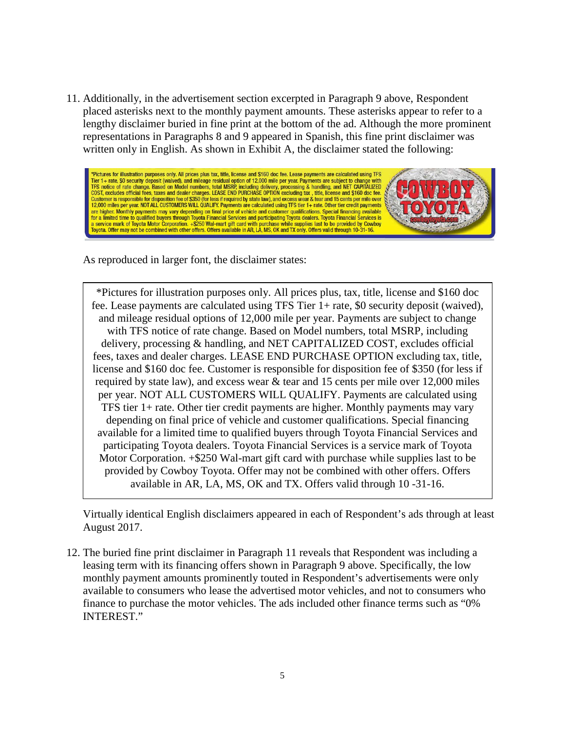11. Additionally, in the advertisement section excerpted in Paragraph 9 above, Respondent placed asterisks next to the monthly payment amounts. These asterisks appear to refer to a lengthy disclaimer buried in fine print at the bottom of the ad. Although the more prominent representations in Paragraphs 8 and 9 appeared in Spanish, this fine print disclaimer was written only in English. As shown in Exhibit A, the disclaimer stated the following:

> *Pictures for illustration purposes only. All prices plus tax, title, license and $160 doc fee. Lease payments are calculated using TFS Tier 1+ rate, $0 security deposit (waived), and mileage residual option of 12,000 mile per year. Payments are subject to change with TFS notice of rate change. Based on Model numbers, total MSRP, including delivery, processing & handling, and NET CAPITALIZED COST, excludes official fees, taxes and dealer charges. LEASE END PURCHASE OPTION excluding tax , title, license and $160 doc fee. Customer is responsible for disposition fee of $350 (for less if required by state law), and excess wear & tear and 15 cents per mile over 12,000 miles per year. NOT ALL CUSTOMERS WILL QUALIFY. Payments are calculated using TFS tier 1+ rate. Other tier credit payments are higher. Monthly payments may vary depending on final price of vehicle and customer qualifications. Special financing available for a limited time to qualified buyers through Toyota Financial Services and participating Toyota dealers. Toyota Financial Services is a service mark of Toyota Motor Corporation. +$250 Wal-mart gift card with purchase while supplies last to be provided by Cowboy Toyota. Offer may not be combined with other offers. Offers available in AR, LA, MS, OK and TX only. Offers valid through 10-31-16.
>
> COWBOY TOYOTA cowboytoyota.com

As reproduced in larger font, the disclaimer states:

> *Pictures for illustration purposes only. All prices plus, tax, title, license and $160 doc fee. Lease payments are calculated using TFS Tier 1+ rate, $0 security deposit (waived), and mileage residual options of 12,000 mile per year. Payments are subject to change with TFS notice of rate change. Based on Model numbers, total MSRP, including delivery, processing & handling, and NET CAPITALIZED COST, excludes official fees, taxes and dealer charges. LEASE END PURCHASE OPTION excluding tax, title, license and $160 doc fee. Customer is responsible for disposition fee of $350 (for less if required by state law), and excess wear & tear and 15 cents per mile over 12,000 miles per year. NOT ALL CUSTOMERS WILL QUALIFY. Payments are calculated using TFS tier 1+ rate. Other tier credit payments are higher. Monthly payments may vary depending on final price of vehicle and customer qualifications. Special financing available for a limited time to qualified buyers through Toyota Financial Services and participating Toyota dealers. Toyota Financial Services is a service mark of Toyota Motor Corporation. +$250 Wal-mart gift card with purchase while supplies last to be provided by Cowboy Toyota. Offer may not be combined with other offers. Offers available in AR, LA, MS, OK and TX. Offers valid through 10 -31-16.

Virtually identical English disclaimers appeared in each of Respondent's ads through at least August 2017.

12. The buried fine print disclaimer in Paragraph 11 reveals that Respondent was including a leasing term with its financing offers shown in Paragraph 9 above. Specifically, the low monthly payment amounts prominently touted in Respondent's advertisements were only available to consumers who lease the advertised motor vehicles, and not to consumers who finance to purchase the motor vehicles. The ads included other finance terms such as "0% INTEREST."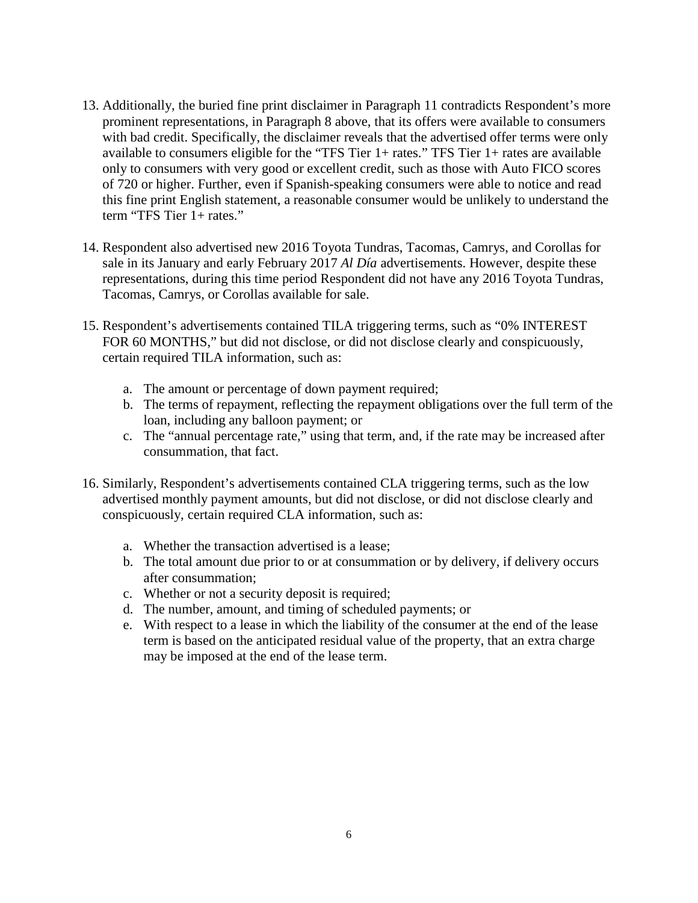13. Additionally, the buried fine print disclaimer in Paragraph 11 contradicts Respondent's more prominent representations, in Paragraph 8 above, that its offers were available to consumers with bad credit. Specifically, the disclaimer reveals that the advertised offer terms were only available to consumers eligible for the "TFS Tier 1+ rates." TFS Tier 1+ rates are available only to consumers with very good or excellent credit, such as those with Auto FICO scores of 720 or higher. Further, even if Spanish-speaking consumers were able to notice and read this fine print English statement, a reasonable consumer would be unlikely to understand the term "TFS Tier 1+ rates."

14. Respondent also advertised new 2016 Toyota Tundras, Tacomas, Camrys, and Corollas for sale in its January and early February 2017 *Al Día* advertisements. However, despite these representations, during this time period Respondent did not have any 2016 Toyota Tundras, Tacomas, Camrys, or Corollas available for sale.

15. Respondent's advertisements contained TILA triggering terms, such as "0% INTEREST FOR 60 MONTHS," but did not disclose, or did not disclose clearly and conspicuously, certain required TILA information, such as:

    a. The amount or percentage of down payment required;
    b. The terms of repayment, reflecting the repayment obligations over the full term of the loan, including any balloon payment; or
    c. The "annual percentage rate," using that term, and, if the rate may be increased after consummation, that fact.

16. Similarly, Respondent's advertisements contained CLA triggering terms, such as the low advertised monthly payment amounts, but did not disclose, or did not disclose clearly and conspicuously, certain required CLA information, such as:

    a. Whether the transaction advertised is a lease;
    b. The total amount due prior to or at consummation or by delivery, if delivery occurs after consummation;
    c. Whether or not a security deposit is required;
    d. The number, amount, and timing of scheduled payments; or
    e. With respect to a lease in which the liability of the consumer at the end of the lease term is based on the anticipated residual value of the property, that an extra charge may be imposed at the end of the lease term.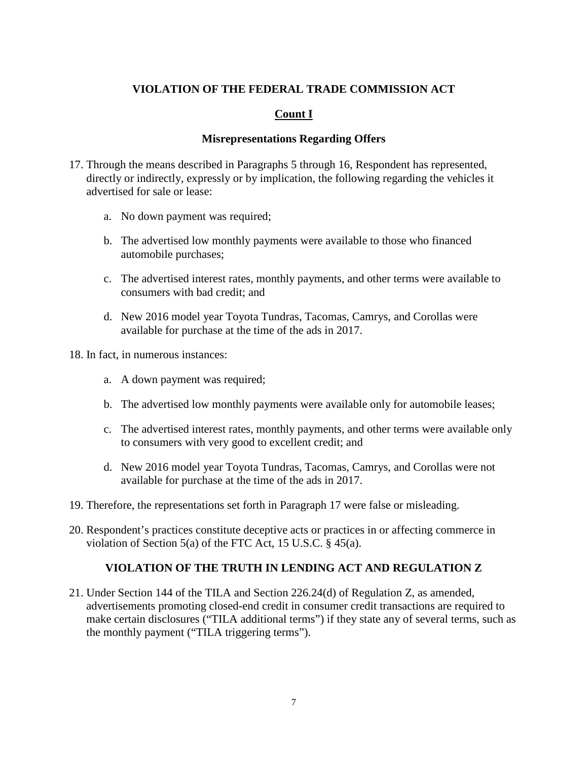## VIOLATION OF THE FEDERAL TRADE COMMISSION ACT

### Count I

### Misrepresentations Regarding Offers

17. Through the means described in Paragraphs 5 through 16, Respondent has represented, directly or indirectly, expressly or by implication, the following regarding the vehicles it advertised for sale or lease:

    a. No down payment was required;

    b. The advertised low monthly payments were available to those who financed automobile purchases;

    c. The advertised interest rates, monthly payments, and other terms were available to consumers with bad credit; and

    d. New 2016 model year Toyota Tundras, Tacomas, Camrys, and Corollas were available for purchase at the time of the ads in 2017.

18. In fact, in numerous instances:

    a. A down payment was required;

    b. The advertised low monthly payments were available only for automobile leases;

    c. The advertised interest rates, monthly payments, and other terms were available only to consumers with very good to excellent credit; and

    d. New 2016 model year Toyota Tundras, Tacomas, Camrys, and Corollas were not available for purchase at the time of the ads in 2017.

19. Therefore, the representations set forth in Paragraph 17 were false or misleading.

20. Respondent's practices constitute deceptive acts or practices in or affecting commerce in violation of Section 5(a) of the FTC Act, 15 U.S.C. § 45(a).

## VIOLATION OF THE TRUTH IN LENDING ACT AND REGULATION Z

21. Under Section 144 of the TILA and Section 226.24(d) of Regulation Z, as amended, advertisements promoting closed-end credit in consumer credit transactions are required to make certain disclosures ("TILA additional terms") if they state any of several terms, such as the monthly payment ("TILA triggering terms").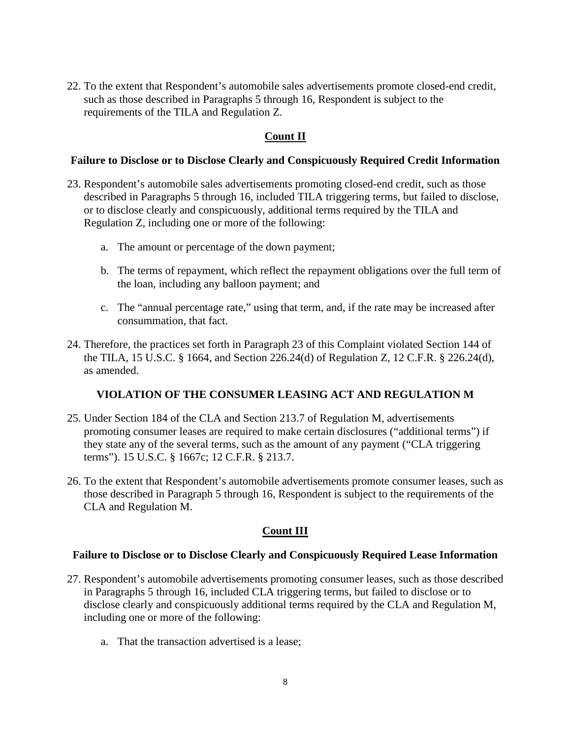22. To the extent that Respondent's automobile sales advertisements promote closed-end credit, such as those described in Paragraphs 5 through 16, Respondent is subject to the requirements of the TILA and Regulation Z.

## Count II

### Failure to Disclose or to Disclose Clearly and Conspicuously Required Credit Information

23. Respondent's automobile sales advertisements promoting closed-end credit, such as those described in Paragraphs 5 through 16, included TILA triggering terms, but failed to disclose, or to disclose clearly and conspicuously, additional terms required by the TILA and Regulation Z, including one or more of the following:

    a. The amount or percentage of the down payment;

    b. The terms of repayment, which reflect the repayment obligations over the full term of the loan, including any balloon payment; and

    c. The "annual percentage rate," using that term, and, if the rate may be increased after consummation, that fact.

24. Therefore, the practices set forth in Paragraph 23 of this Complaint violated Section 144 of the TILA, 15 U.S.C. § 1664, and Section 226.24(d) of Regulation Z, 12 C.F.R. § 226.24(d), as amended.

## VIOLATION OF THE CONSUMER LEASING ACT AND REGULATION M

25. Under Section 184 of the CLA and Section 213.7 of Regulation M, advertisements promoting consumer leases are required to make certain disclosures ("additional terms") if they state any of the several terms, such as the amount of any payment ("CLA triggering terms"). 15 U.S.C. § 1667c; 12 C.F.R. § 213.7.

26. To the extent that Respondent's automobile advertisements promote consumer leases, such as those described in Paragraph 5 through 16, Respondent is subject to the requirements of the CLA and Regulation M.

## Count III

### Failure to Disclose or to Disclose Clearly and Conspicuously Required Lease Information

27. Respondent's automobile advertisements promoting consumer leases, such as those described in Paragraphs 5 through 16, included CLA triggering terms, but failed to disclose or to disclose clearly and conspicuously additional terms required by the CLA and Regulation M, including one or more of the following:

    a. That the transaction advertised is a lease;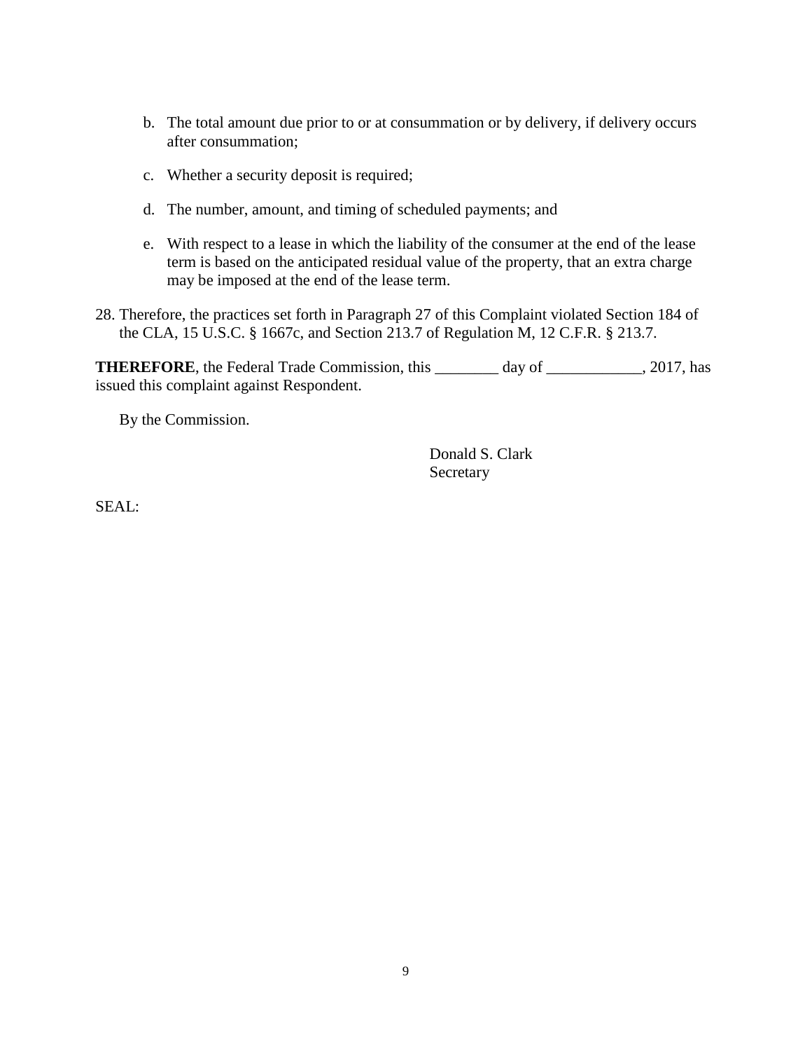b. The total amount due prior to or at consummation or by delivery, if delivery occurs after consummation;

c. Whether a security deposit is required;

d. The number, amount, and timing of scheduled payments; and

e. With respect to a lease in which the liability of the consumer at the end of the lease term is based on the anticipated residual value of the property, that an extra charge may be imposed at the end of the lease term.

28. Therefore, the practices set forth in Paragraph 27 of this Complaint violated Section 184 of the CLA, 15 U.S.C. § 1667c, and Section 213.7 of Regulation M, 12 C.F.R. § 213.7.

**THEREFORE**, the Federal Trade Commission, this ________ day of ____________, 2017, has issued this complaint against Respondent.

By the Commission.

Donald S. Clark
Secretary

SEAL: